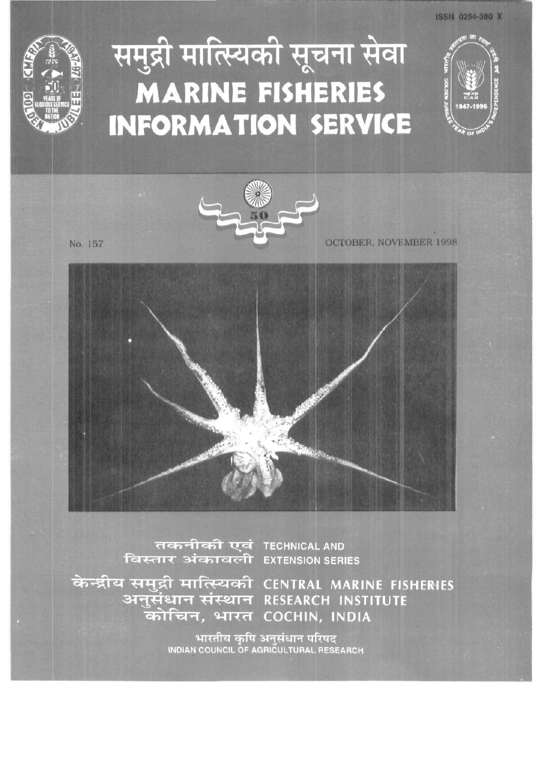ISSN 0254-380 X

# समुद्री मात्स्यिकी सूचना सेवा
# MARINE FISHERIES INFORMATION SERVICE

No. 157

OCTOBER, NOVEMBER 1998

तकनीकी एवं विस्तार अंकावली
TECHNICAL AND EXTENSION SERIES

केन्द्रीय समुद्री मात्स्यिकी अनुसंधान संस्थान कोचिन, भारत
CENTRAL MARINE FISHERIES RESEARCH INSTITUTE COCHIN, INDIA

भारतीय कृषि अनुसंधान परिषद
INDIAN COUNCIL OF AGRICULTURAL RESEARCH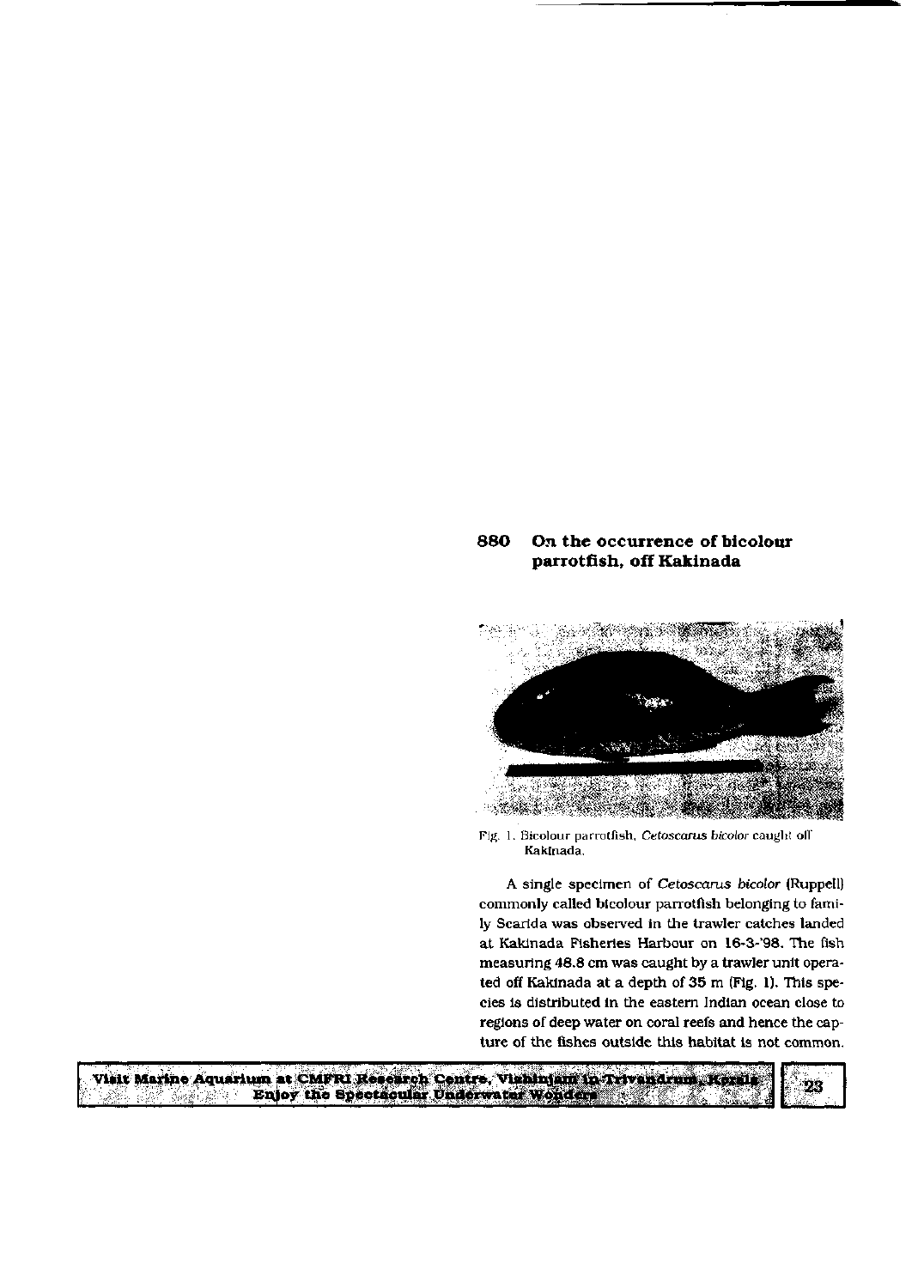## 880 On the occurrence of bicolour parrotfish, off Kakinada

Fig. 1. Bicolour parrotfish, *Cetoscarus bicolor* caught off Kakinada.

A single specimen of *Cetoscarus bicolor* (Ruppell) commonly called bicolour parrotfish belonging to family Scarida was observed in the trawler catches landed at Kakinada Fisheries Harbour on 16-3-'98. The fish measuring 48.8 cm was caught by a trawler unit operated off Kakinada at a depth of 35 m (Fig. 1). This species is distributed in the eastern Indian ocean close to regions of deep water on coral reefs and hence the capture of the fishes outside this habitat is not common.

Visit Marine Aquarium at CMFRI Research Centre, Vizhinjam in Trivandrum, Kerala
Enjoy the Spectacular Underwater Wonders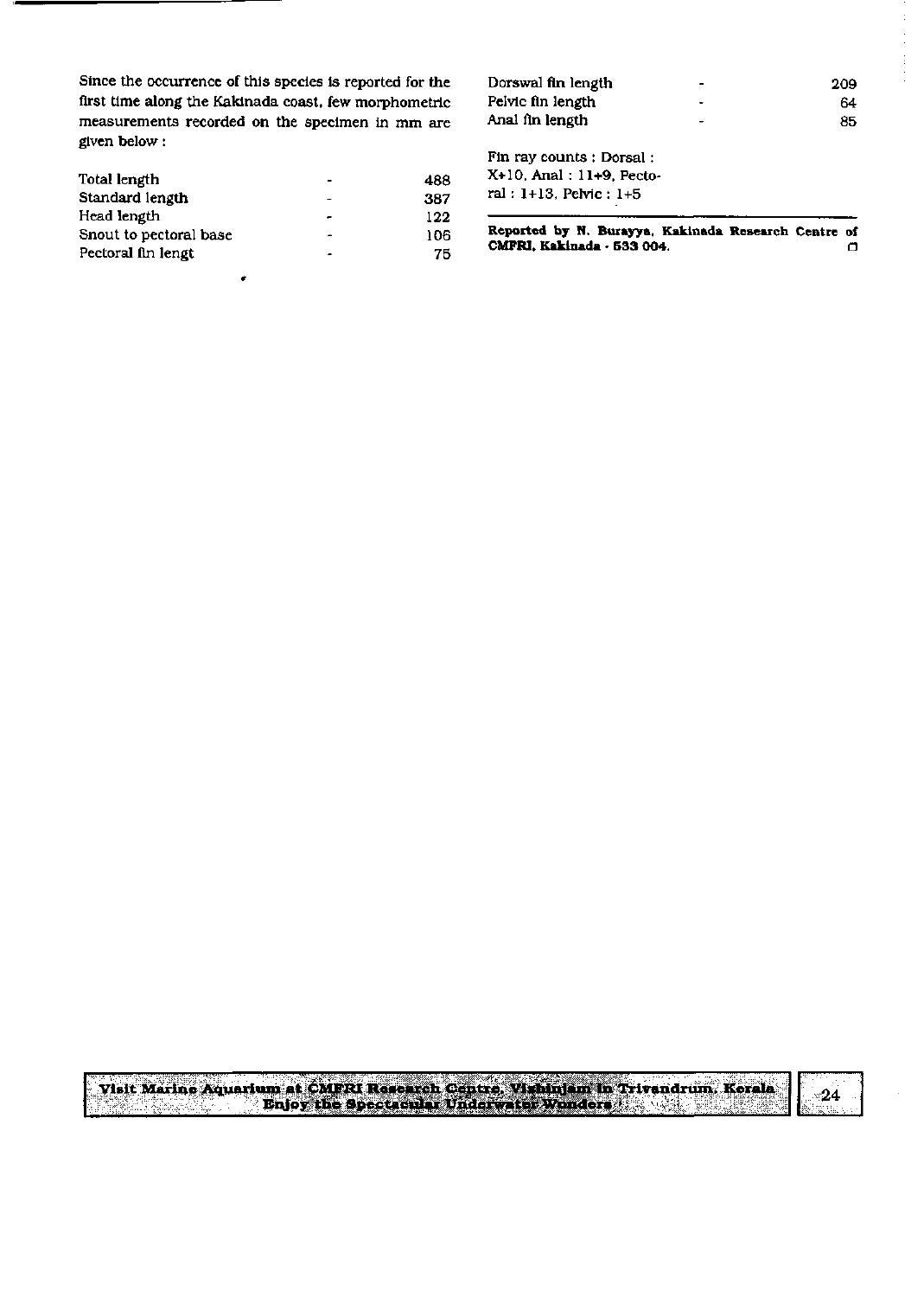Since the occurrence of this species is reported for the first time along the Kakinada coast, few morphometric measurements recorded on the specimen in mm are given below :

| | | |
|---|---|---|
| Total length | - | 488 |
| Standard length | - | 387 |
| Head length | - | 122 |
| Snout to pectoral base | - | 106 |
| Pectoral fin lengt | - | 75 |
| Dorswal fin length | - | 209 |
| Pelvic fin length | - | 64 |
| Anal fin length | - | 85 |

Fin ray counts : Dorsal : X+10, Anal : 11+9, Pectoral : 1+13, Pelvic : 1+5

**Reported by N. Burayya, Kakinada Research Centre of CMFRI, Kakinada - 533 004.**

**Visit Marine Aquarium at CMFRI Research Centre, Vizhinjam in Trivandrum, Kerala**
**Enjoy the Spectacular Underwater Wonders**